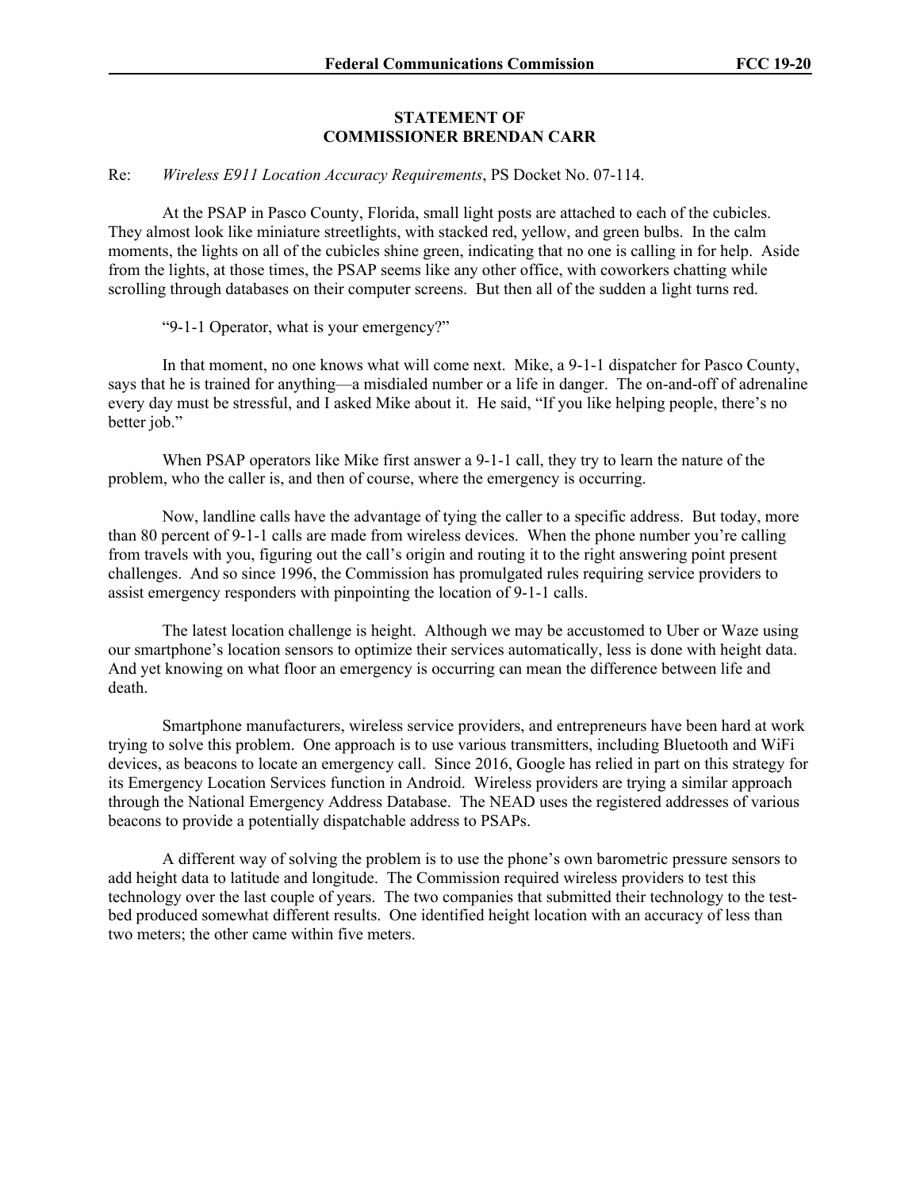# STATEMENT OF COMMISSIONER BRENDAN CARR

Re: *Wireless E911 Location Accuracy Requirements*, PS Docket No. 07-114.

At the PSAP in Pasco County, Florida, small light posts are attached to each of the cubicles. They almost look like miniature streetlights, with stacked red, yellow, and green bulbs. In the calm moments, the lights on all of the cubicles shine green, indicating that no one is calling in for help. Aside from the lights, at those times, the PSAP seems like any other office, with coworkers chatting while scrolling through databases on their computer screens. But then all of the sudden a light turns red.

"9-1-1 Operator, what is your emergency?"

In that moment, no one knows what will come next. Mike, a 9-1-1 dispatcher for Pasco County, says that he is trained for anything—a misdialed number or a life in danger. The on-and-off of adrenaline every day must be stressful, and I asked Mike about it. He said, "If you like helping people, there's no better job."

When PSAP operators like Mike first answer a 9-1-1 call, they try to learn the nature of the problem, who the caller is, and then of course, where the emergency is occurring.

Now, landline calls have the advantage of tying the caller to a specific address. But today, more than 80 percent of 9-1-1 calls are made from wireless devices. When the phone number you're calling from travels with you, figuring out the call's origin and routing it to the right answering point present challenges. And so since 1996, the Commission has promulgated rules requiring service providers to assist emergency responders with pinpointing the location of 9-1-1 calls.

The latest location challenge is height. Although we may be accustomed to Uber or Waze using our smartphone's location sensors to optimize their services automatically, less is done with height data. And yet knowing on what floor an emergency is occurring can mean the difference between life and death.

Smartphone manufacturers, wireless service providers, and entrepreneurs have been hard at work trying to solve this problem. One approach is to use various transmitters, including Bluetooth and WiFi devices, as beacons to locate an emergency call. Since 2016, Google has relied in part on this strategy for its Emergency Location Services function in Android. Wireless providers are trying a similar approach through the National Emergency Address Database. The NEAD uses the registered addresses of various beacons to provide a potentially dispatchable address to PSAPs.

A different way of solving the problem is to use the phone's own barometric pressure sensors to add height data to latitude and longitude. The Commission required wireless providers to test this technology over the last couple of years. The two companies that submitted their technology to the test-bed produced somewhat different results. One identified height location with an accuracy of less than two meters; the other came within five meters.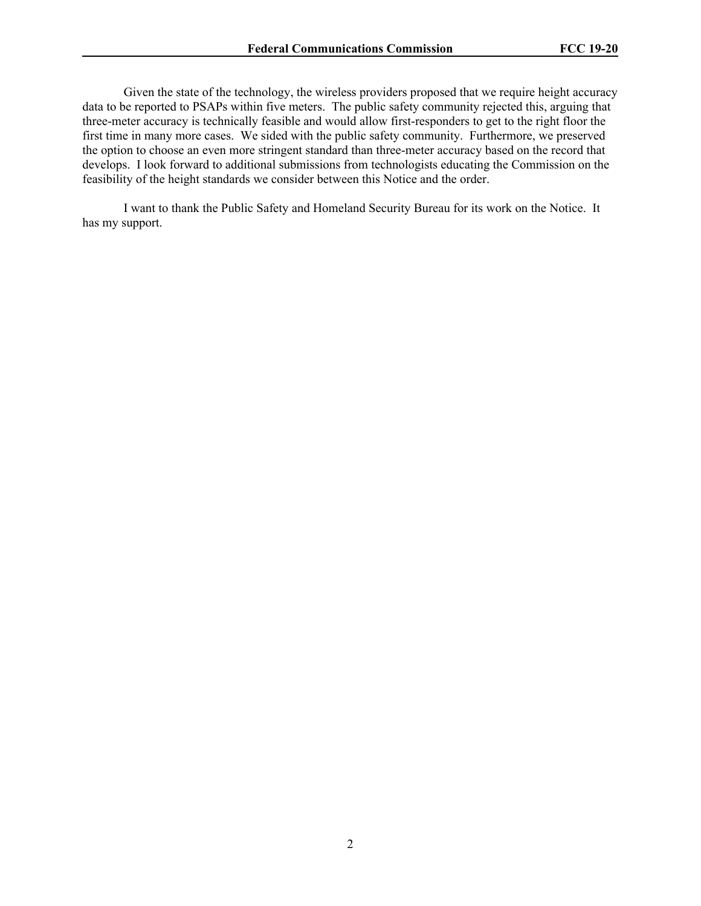Given the state of the technology, the wireless providers proposed that we require height accuracy data to be reported to PSAPs within five meters. The public safety community rejected this, arguing that three-meter accuracy is technically feasible and would allow first-responders to get to the right floor the first time in many more cases. We sided with the public safety community. Furthermore, we preserved the option to choose an even more stringent standard than three-meter accuracy based on the record that develops. I look forward to additional submissions from technologists educating the Commission on the feasibility of the height standards we consider between this Notice and the order.

I want to thank the Public Safety and Homeland Security Bureau for its work on the Notice. It has my support.